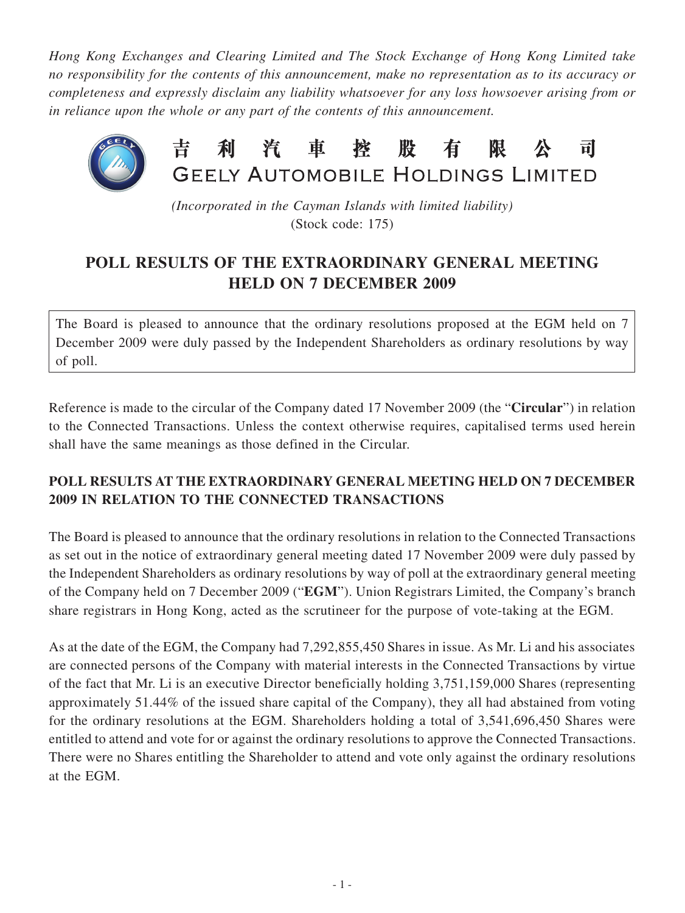*Hong Kong Exchanges and Clearing Limited and The Stock Exchange of Hong Kong Limited take no responsibility for the contents of this announcement, make no representation as to its accuracy or completeness and expressly disclaim any liability whatsoever for any loss howsoever arising from or in reliance upon the whole or any part of the contents of this announcement.*

# 吉利汽車控股有限公司
# GEELY AUTOMOBILE HOLDINGS LIMITED

*(Incorporated in the Cayman Islands with limited liability)*
(Stock code: 175)

## POLL RESULTS OF THE EXTRAORDINARY GENERAL MEETING HELD ON 7 DECEMBER 2009

The Board is pleased to announce that the ordinary resolutions proposed at the EGM held on 7 December 2009 were duly passed by the Independent Shareholders as ordinary resolutions by way of poll.

Reference is made to the circular of the Company dated 17 November 2009 (the "**Circular**") in relation to the Connected Transactions. Unless the context otherwise requires, capitalised terms used herein shall have the same meanings as those defined in the Circular.

### POLL RESULTS AT THE EXTRAORDINARY GENERAL MEETING HELD ON 7 DECEMBER 2009 IN RELATION TO THE CONNECTED TRANSACTIONS

The Board is pleased to announce that the ordinary resolutions in relation to the Connected Transactions as set out in the notice of extraordinary general meeting dated 17 November 2009 were duly passed by the Independent Shareholders as ordinary resolutions by way of poll at the extraordinary general meeting of the Company held on 7 December 2009 ("**EGM**"). Union Registrars Limited, the Company's branch share registrars in Hong Kong, acted as the scrutineer for the purpose of vote-taking at the EGM.

As at the date of the EGM, the Company had 7,292,855,450 Shares in issue. As Mr. Li and his associates are connected persons of the Company with material interests in the Connected Transactions by virtue of the fact that Mr. Li is an executive Director beneficially holding 3,751,159,000 Shares (representing approximately 51.44% of the issued share capital of the Company), they all had abstained from voting for the ordinary resolutions at the EGM. Shareholders holding a total of 3,541,696,450 Shares were entitled to attend and vote for or against the ordinary resolutions to approve the Connected Transactions. There were no Shares entitling the Shareholder to attend and vote only against the ordinary resolutions at the EGM.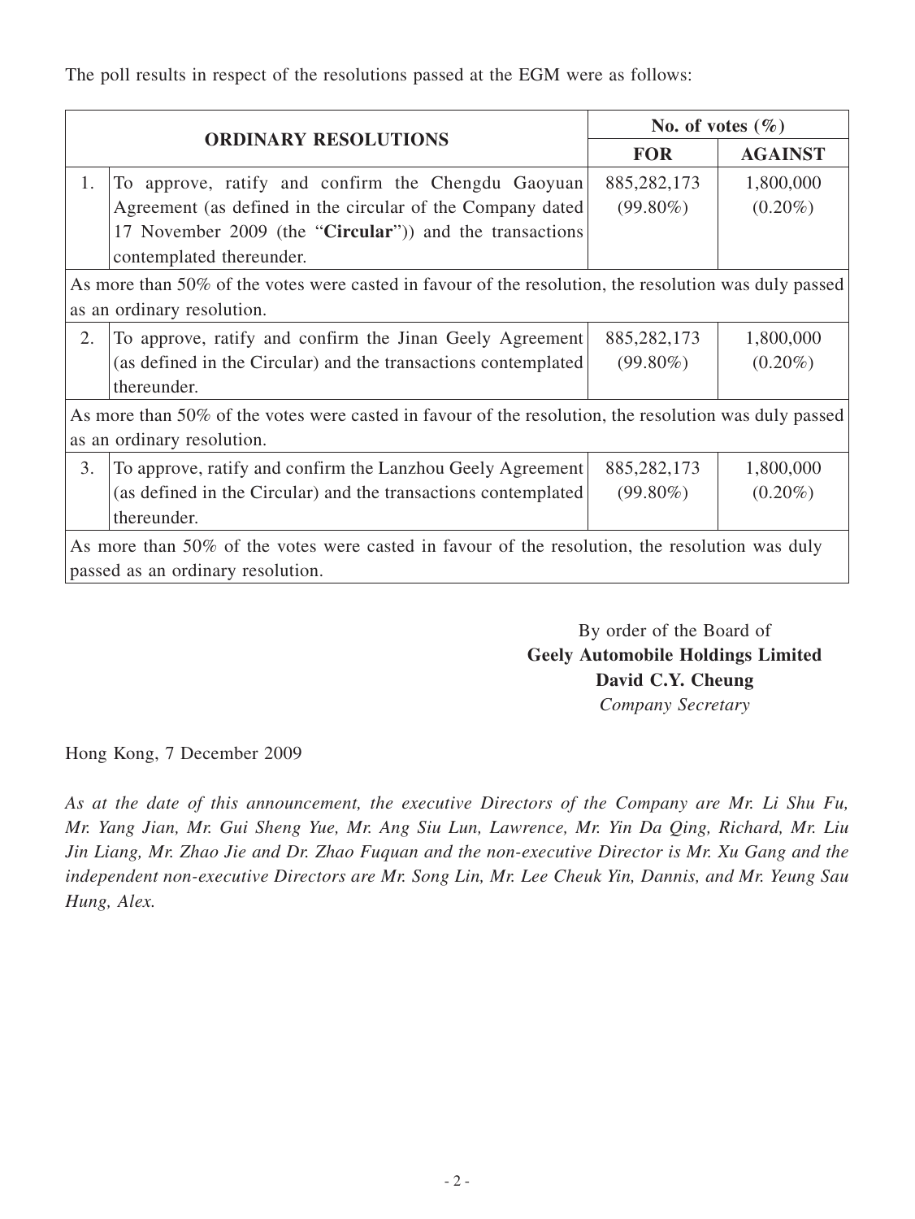The poll results in respect of the resolutions passed at the EGM were as follows:

| ORDINARY RESOLUTIONS | | No. of votes (%) | |
|---|---|---|---|
| | | **FOR** | **AGAINST** |
| 1. | To approve, ratify and confirm the Chengdu Gaoyuan Agreement (as defined in the circular of the Company dated 17 November 2009 (the "**Circular**")) and the transactions contemplated thereunder. | 885,282,173 (99.80%) | 1,800,000 (0.20%) |
| As more than 50% of the votes were casted in favour of the resolution, the resolution was duly passed as an ordinary resolution. | | | |
| 2. | To approve, ratify and confirm the Jinan Geely Agreement (as defined in the Circular) and the transactions contemplated thereunder. | 885,282,173 (99.80%) | 1,800,000 (0.20%) |
| As more than 50% of the votes were casted in favour of the resolution, the resolution was duly passed as an ordinary resolution. | | | |
| 3. | To approve, ratify and confirm the Lanzhou Geely Agreement (as defined in the Circular) and the transactions contemplated thereunder. | 885,282,173 (99.80%) | 1,800,000 (0.20%) |
| As more than 50% of the votes were casted in favour of the resolution, the resolution was duly passed as an ordinary resolution. | | | |

By order of the Board of
**Geely Automobile Holdings Limited**
**David C.Y. Cheung**
*Company Secretary*

Hong Kong, 7 December 2009

*As at the date of this announcement, the executive Directors of the Company are Mr. Li Shu Fu, Mr. Yang Jian, Mr. Gui Sheng Yue, Mr. Ang Siu Lun, Lawrence, Mr. Yin Da Qing, Richard, Mr. Liu Jin Liang, Mr. Zhao Jie and Dr. Zhao Fuquan and the non-executive Director is Mr. Xu Gang and the independent non-executive Directors are Mr. Song Lin, Mr. Lee Cheuk Yin, Dannis, and Mr. Yeung Sau Hung, Alex.*